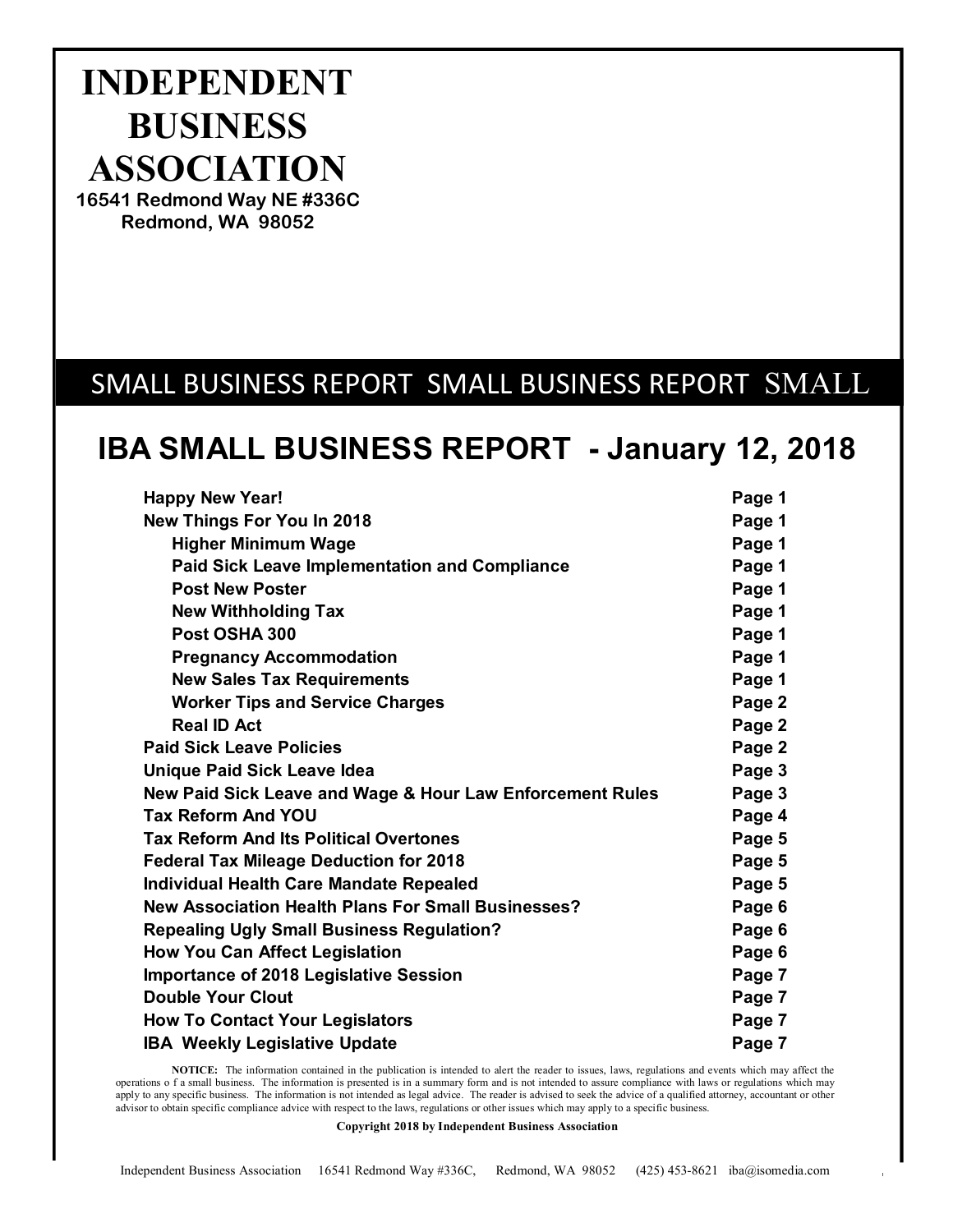# INDEPENDENT BUSINESS ASSOCIATION

**16541 Redmond Way NE #336C**
**Redmond, WA 98052**

SMALL BUSINESS REPORT SMALL BUSINESS REPORT SMALL

## IBA SMALL BUSINESS REPORT - January 12, 2018

| | |
|---|---|
| **Happy New Year!** | **Page 1** |
| **New Things For You In 2018** | **Page 1** |
| **Higher Minimum Wage** | **Page 1** |
| **Paid Sick Leave Implementation and Compliance** | **Page 1** |
| **Post New Poster** | **Page 1** |
| **New Withholding Tax** | **Page 1** |
| **Post OSHA 300** | **Page 1** |
| **Pregnancy Accommodation** | **Page 1** |
| **New Sales Tax Requirements** | **Page 1** |
| **Worker Tips and Service Charges** | **Page 2** |
| **Real ID Act** | **Page 2** |
| **Paid Sick Leave Policies** | **Page 2** |
| **Unique Paid Sick Leave Idea** | **Page 3** |
| **New Paid Sick Leave and Wage & Hour Law Enforcement Rules** | **Page 3** |
| **Tax Reform And YOU** | **Page 4** |
| **Tax Reform And Its Political Overtones** | **Page 5** |
| **Federal Tax Mileage Deduction for 2018** | **Page 5** |
| **Individual Health Care Mandate Repealed** | **Page 5** |
| **New Association Health Plans For Small Businesses?** | **Page 6** |
| **Repealing Ugly Small Business Regulation?** | **Page 6** |
| **How You Can Affect Legislation** | **Page 6** |
| **Importance of 2018 Legislative Session** | **Page 7** |
| **Double Your Clout** | **Page 7** |
| **How To Contact Your Legislators** | **Page 7** |
| **IBA Weekly Legislative Update** | **Page 7** |

**NOTICE:** The information contained in the publication is intended to alert the reader to issues, laws, regulations and events which may affect the operations o f a small business. The information is presented is in a summary form and is not intended to assure compliance with laws or regulations which may apply to any specific business. The information is not intended as legal advice. The reader is advised to seek the advice of a qualified attorney, accountant or other advisor to obtain specific compliance advice with respect to the laws, regulations or other issues which may apply to a specific business.

**Copyright 2018 by Independent Business Association**

Independent Business Association 16541 Redmond Way #336C, Redmond, WA 98052 (425) 453-8621 iba@isomedia.com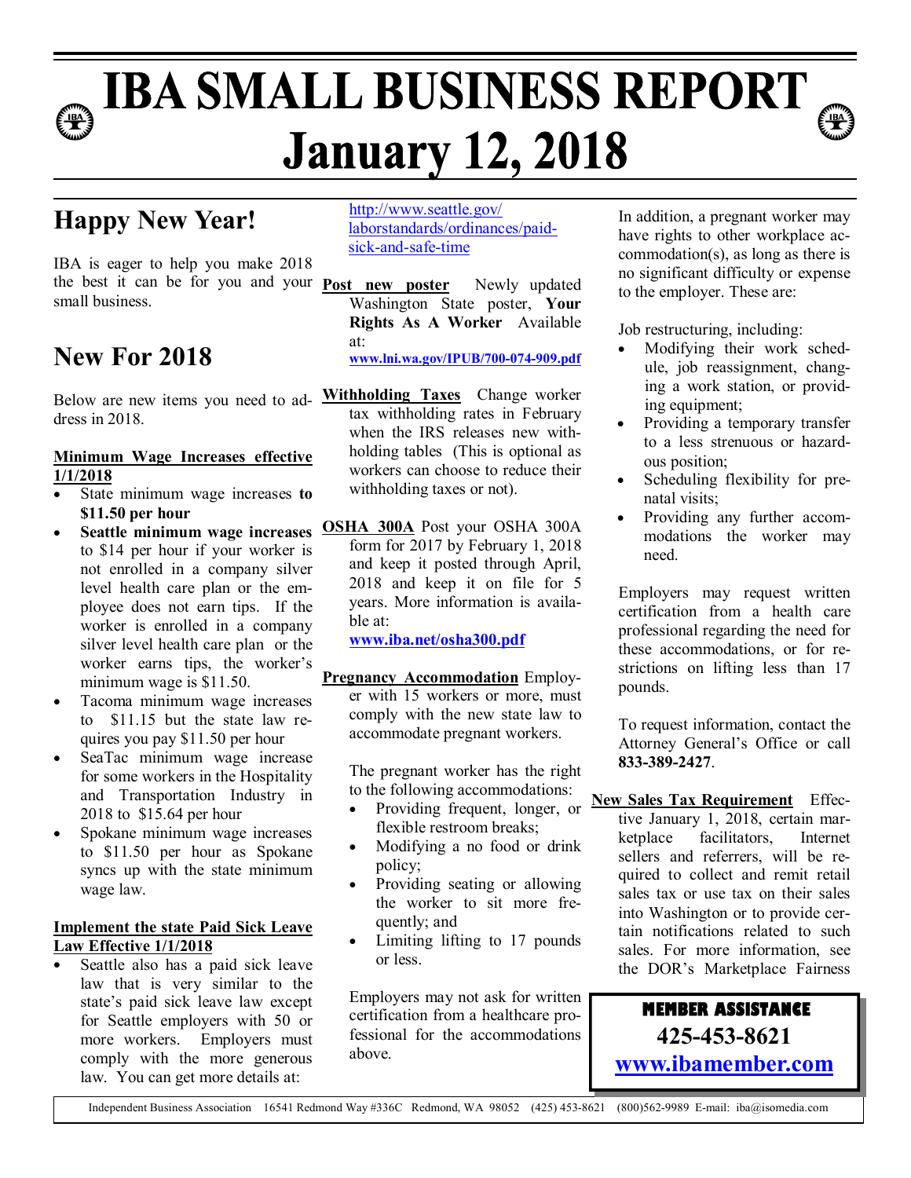# IBA SMALL BUSINESS REPORT
# January 12, 2018

## Happy New Year!

IBA is eager to help you make 2018 the best it can be for you and your small business.

## New For 2018

Below are new items you need to address in 2018.

**Minimum Wage Increases effective 1/1/2018**

- State minimum wage increases **to $11.50 per hour**
- **Seattle minimum wage increases** to $14 per hour if your worker is not enrolled in a company silver level health care plan or the employee does not earn tips. If the worker is enrolled in a company silver level health care plan or the worker earns tips, the worker's minimum wage is $11.50.
- Tacoma minimum wage increases to $11.15 but the state law requires you pay $11.50 per hour
- SeaTac minimum wage increase for some workers in the Hospitality and Transportation Industry in 2018 to $15.64 per hour
- Spokane minimum wage increases to $11.50 per hour as Spokane syncs up with the state minimum wage law.

**Implement the state Paid Sick Leave Law Effective 1/1/2018**

- Seattle also has a paid sick leave law that is very similar to the state's paid sick leave law except for Seattle employers with 50 or more workers. Employers must comply with the more generous law. You can get more details at: http://www.seattle.gov/laborstandards/ordinances/paid-sick-and-safe-time

**Post new poster** Newly updated Washington State poster, **Your Rights As A Worker** Available at: **www.lni.wa.gov/IPUB/700-074-909.pdf**

**Withholding Taxes** Change worker tax withholding rates in February when the IRS releases new withholding tables (This is optional as workers can choose to reduce their withholding taxes or not).

**OSHA 300A** Post your OSHA 300A form for 2017 by February 1, 2018 and keep it posted through April, 2018 and keep it on file for 5 years. More information is available at: **www.iba.net/osha300.pdf**

**Pregnancy Accommodation** Employer with 15 workers or more, must comply with the new state law to accommodate pregnant workers.

The pregnant worker has the right to the following accommodations:

- Providing frequent, longer, or flexible restroom breaks;
- Modifying a no food or drink policy;
- Providing seating or allowing the worker to sit more frequently; and
- Limiting lifting to 17 pounds or less.

Employers may not ask for written certification from a healthcare professional for the accommodations above.

In addition, a pregnant worker may have rights to other workplace accommodation(s), as long as there is no significant difficulty or expense to the employer. These are:

Job restructuring, including:

- Modifying their work schedule, job reassignment, changing a work station, or providing equipment;
- Providing a temporary transfer to a less strenuous or hazardous position;
- Scheduling flexibility for prenatal visits;
- Providing any further accommodations the worker may need.

Employers may request written certification from a health care professional regarding the need for these accommodations, or for restrictions on lifting less than 17 pounds.

To request information, contact the Attorney General's Office or call **833-389-2427**.

**New Sales Tax Requirement** Effective January 1, 2018, certain marketplace facilitators, Internet sellers and referrers, will be required to collect and remit retail sales tax or use tax on their sales into Washington or to provide certain notifications related to such sales. For more information, see the DOR's Marketplace Fairness

**MEMBER ASSISTANCE**
**425-453-8621**
**www.ibamember.com**

Independent Business Association 16541 Redmond Way #336C Redmond, WA 98052 (425) 453-8621 (800)562-9989 E-mail: iba@isomedia.com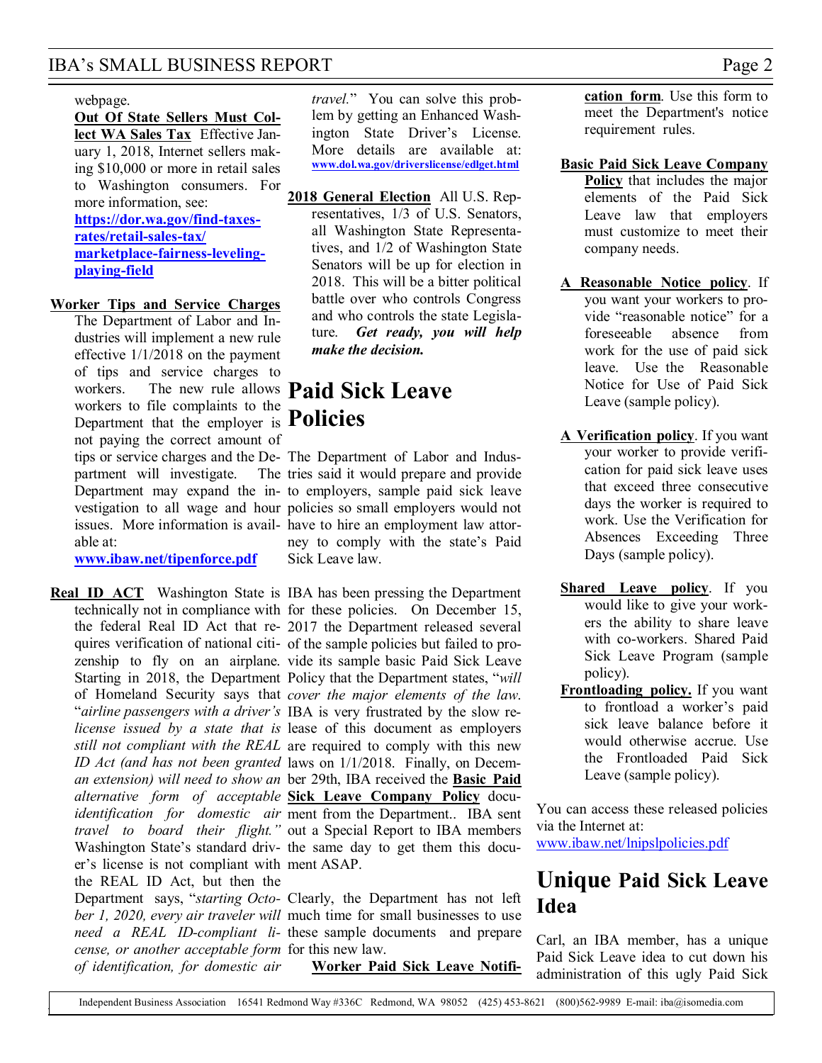webpage.

**Out Of State Sellers Must Collect WA Sales Tax** Effective January 1, 2018, Internet sellers making $10,000 or more in retail sales to Washington consumers. For more information, see: **https://dor.wa.gov/find-taxes-rates/retail-sales-tax/marketplace-fairness-leveling-playing-field**

**Worker Tips and Service Charges** The Department of Labor and Industries will implement a new rule effective 1/1/2018 on the payment of tips and service charges to workers. The new rule allows workers to file complaints to the Department that the employer is not paying the correct amount of tips or service charges and the Department will investigate. The Department may expand the investigation to all wage and hour issues. More information is available at: **www.ibaw.net/tipenforce.pdf**

**Real ID ACT** Washington State is technically not in compliance with the federal Real ID Act that requires verification of national citizenship to fly on an airplane. Starting in 2018, the Department of Homeland Security says that "*airline passengers with a driver's license issued by a state that is still not compliant with the REAL ID Act (and has not been granted an extension) will need to show an alternative form of acceptable identification for domestic air travel to board their flight.*" Washington State's standard driver's license is not compliant with the REAL ID Act, but then the Department says, "*starting October 1, 2020, every air traveler will need a REAL ID-compliant license, or another acceptable form of identification, for domestic air travel.*" You can solve this problem by getting an Enhanced Washington State Driver's License. More details are available at: **www.dol.wa.gov/driverslicense/edlget.html**

**2018 General Election** All U.S. Representatives, 1/3 of U.S. Senators, all Washington State Representatives, and 1/2 of Washington State Senators will be up for election in 2018. This will be a bitter political battle over who controls Congress and who controls the state Legislature. ***Get ready, you will help make the decision.***

# Paid Sick Leave Policies

The Department of Labor and Industries said it would prepare and provide to employers, sample paid sick leave policies so small employers would not have to hire an employment law attorney to comply with the state's Paid Sick Leave law.

IBA has been pressing the Department for these policies. On December 15, 2017 the Department released several of the sample policies but failed to provide its sample basic Paid Sick Leave Policy that the Department states, "*will cover the major elements of the law.* IBA is very frustrated by the slow release of this document as employers are required to comply with this new laws on 1/1/2018. Finally, on December 29th, IBA received the **Basic Paid Sick Leave Company Policy** document from the Department.. IBA sent out a Special Report to IBA members the same day to get them this document ASAP.

Clearly, the Department has not left much time for small businesses to use these sample documents and prepare for this new law.

**Worker Paid Sick Leave Notification form**. Use this form to meet the Department's notice requirement rules.

**Basic Paid Sick Leave Company Policy** that includes the major elements of the Paid Sick Leave law that employers must customize to meet their company needs.

**A Reasonable Notice policy**. If you want your workers to provide "reasonable notice" for a foreseeable absence from work for the use of paid sick leave. Use the Reasonable Notice for Use of Paid Sick Leave (sample policy).

**A Verification policy**. If you want your worker to provide verification for paid sick leave uses that exceed three consecutive days the worker is required to work. Use the Verification for Absences Exceeding Three Days (sample policy).

**Shared Leave policy**. If you would like to give your workers the ability to share leave with co-workers. Shared Paid Sick Leave Program (sample policy).

**Frontloading policy.** If you want to frontload a worker's paid sick leave balance before it would otherwise accrue. Use the Frontloaded Paid Sick Leave (sample policy).

You can access these released policies via the Internet at: www.ibaw.net/lnipslpolicies.pdf

# Unique Paid Sick Leave Idea

Carl, an IBA member, has a unique Paid Sick Leave idea to cut down his administration of this ugly Paid Sick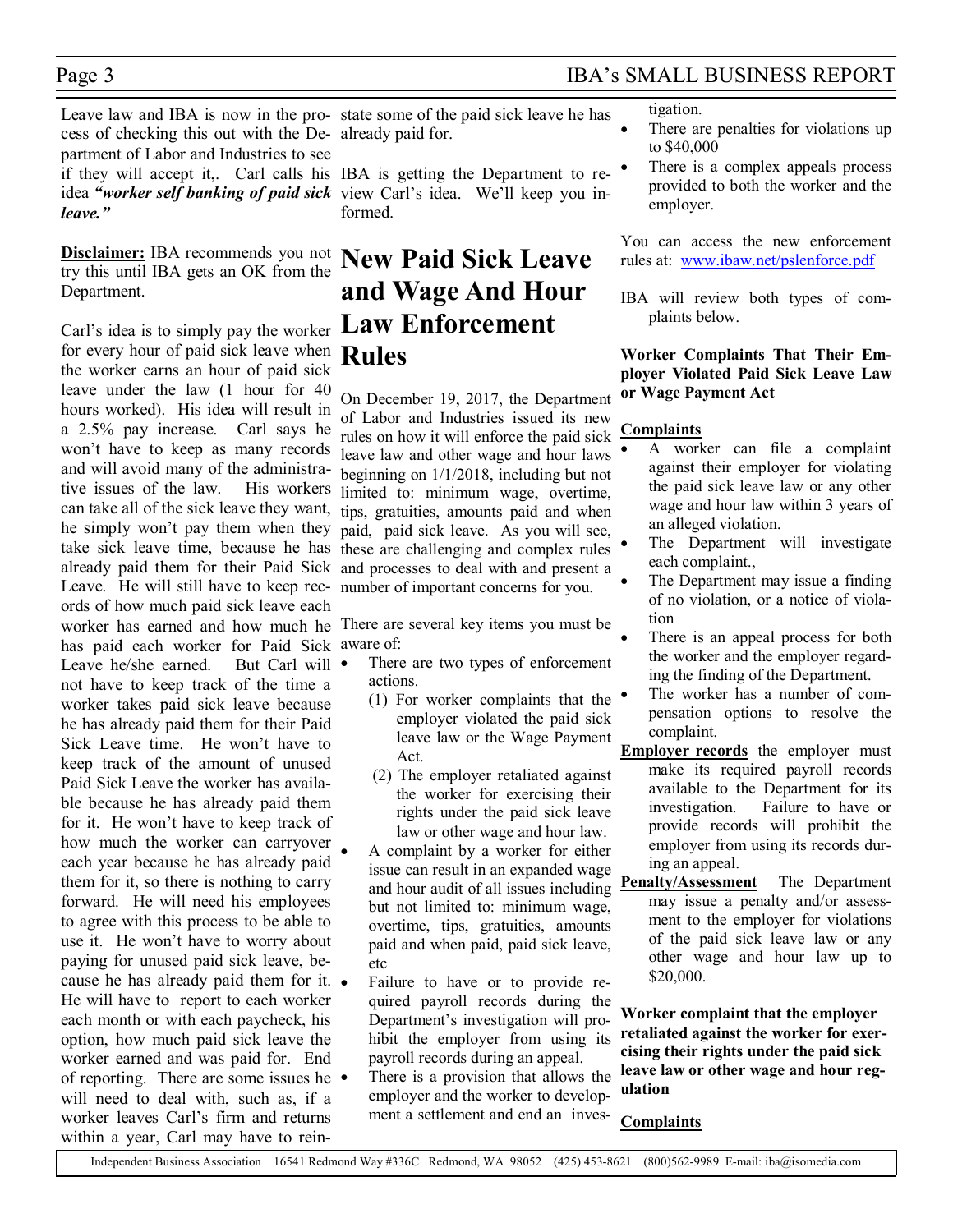Leave law and IBA is now in the process of checking this out with the Department of Labor and Industries to see if they will accept it,. Carl calls his idea ***"worker self banking of paid sick leave."***

**Disclaimer:** IBA recommends you not try this until IBA gets an OK from the Department.

Carl's idea is to simply pay the worker for every hour of paid sick leave when the worker earns an hour of paid sick leave under the law (1 hour for 40 hours worked). His idea will result in a 2.5% pay increase. Carl says he won't have to keep as many records and will avoid many of the administrative issues of the law. His workers can take all of the sick leave they want, he simply won't pay them when they take sick leave time, because he has already paid them for their Paid Sick Leave. He will still have to keep records of how much paid sick leave each worker has earned and how much he has paid each worker for Paid Sick Leave he/she earned. But Carl will not have to keep track of the time a worker takes paid sick leave because he has already paid them for their Paid Sick Leave time. He won't have to keep track of the amount of unused Paid Sick Leave the worker has available because he has already paid them for it. He won't have to keep track of how much the worker can carryover each year because he has already paid them for it, so there is nothing to carry forward. He will need his employees to agree with this process to be able to use it. He won't have to worry about paying for unused paid sick leave, because he has already paid them for it. He will have to report to each worker each month or with each paycheck, his option, how much paid sick leave the worker earned and was paid for. End of reporting. There are some issues he will need to deal with, such as, if a worker leaves Carl's firm and returns within a year, Carl may have to reinstate some of the paid sick leave he has already paid for.

IBA is getting the Department to review Carl's idea. We'll keep you informed.

# New Paid Sick Leave and Wage And Hour Law Enforcement Rules

On December 19, 2017, the Department of Labor and Industries issued its new rules on how it will enforce the paid sick leave law and other wage and hour laws beginning on 1/1/2018, including but not limited to: minimum wage, overtime, tips, gratuities, amounts paid and when paid, paid sick leave. As you will see, these are challenging and complex rules and processes to deal with and present a number of important concerns for you.

There are several key items you must be aware of:

- There are two types of enforcement actions.
  (1) For worker complaints that the employer violated the paid sick leave law or the Wage Payment Act.
  (2) The employer retaliated against the worker for exercising their rights under the paid sick leave law or other wage and hour law.
- A complaint by a worker for either issue can result in an expanded wage and hour audit of all issues including but not limited to: minimum wage, overtime, tips, gratuities, amounts paid and when paid, paid sick leave, etc
- Failure to have or to provide required payroll records during the Department's investigation will prohibit the employer from using its payroll records during an appeal.
- There is a provision that allows the employer and the worker to develop-ment a settlement and end an investigation.
- There are penalties for violations up to $40,000
- There is a complex appeals process provided to both the worker and the employer.

You can access the new enforcement rules at: [www.ibaw.net/pslenforce.pdf](www.ibaw.net/pslenforce.pdf)

IBA will review both types of complaints below.

**Worker Complaints That Their Employer Violated Paid Sick Leave Law or Wage Payment Act**

**Complaints**

- A worker can file a complaint against their employer for violating the paid sick leave law or any other wage and hour law within 3 years of an alleged violation.
- The Department will investigate each complaint.,
- The Department may issue a finding of no violation, or a notice of violation
- There is an appeal process for both the worker and the employer regarding the finding of the Department.
- The worker has a number of compensation options to resolve the complaint.

**Employer records** the employer must make its required payroll records available to the Department for its investigation. Failure to have or provide records will prohibit the employer from using its records during an appeal.

**Penalty/Assessment** The Department may issue a penalty and/or assessment to the employer for violations of the paid sick leave law or any other wage and hour law up to $20,000.

**Worker complaint that the employer retaliated against the worker for exercising their rights under the paid sick leave law or other wage and hour regulation**

**Complaints**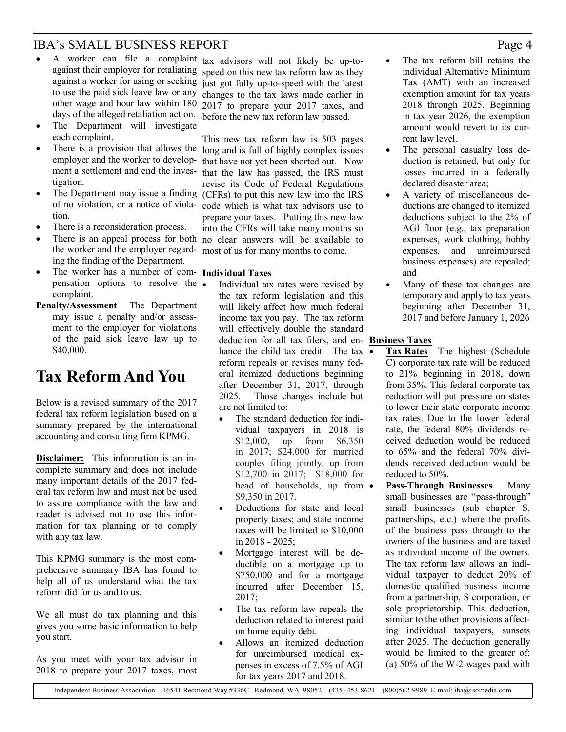- A worker can file a complaint against their employer for retaliating against a worker for using or seeking to use the paid sick leave law or any other wage and hour law within 180 days of the alleged retaliation action.
- The Department will investigate each complaint.
- There is a provision that allows the employer and the worker to development a settlement and end the investigation.
- The Department may issue a finding of no violation, or a notice of violation.
- There is a reconsideration process.
- There is an appeal process for both the worker and the employer regarding the finding of the Department.
- The worker has a number of compensation options to resolve the complaint.

**Penalty/Assessment** The Department may issue a penalty and/or assessment to the employer for violations of the paid sick leave law up to $40,000.

# Tax Reform And You

Below is a revised summary of the 2017 federal tax reform legislation based on a summary prepared by the international accounting and consulting firm KPMG.

**Disclaimer:** This information is an incomplete summary and does not include many important details of the 2017 federal tax reform law and must not be used to assure compliance with the law and reader is advised not to use this information for tax planning or to comply with any tax law.

This KPMG summary is the most comprehensive summary IBA has found to help all of us understand what the tax reform did for us and to us.

We all must do tax planning and this gives you some basic information to help you start.

As you meet with your tax advisor in 2018 to prepare your 2017 taxes, most tax advisors will not likely be up-to-speed on this new tax reform law as they just got fully up-to-speed with the latest changes to the tax laws made earlier in 2017 to prepare your 2017 taxes, and before the new tax reform law passed.

This new tax reform law is 503 pages long and is full of highly complex issues that have not yet been shorted out. Now that the law has passed, the IRS must revise its Code of Federal Regulations (CFRs) to put this new law into the IRS code which is what tax advisors use to prepare your taxes. Putting this new law into the CFRs will take many months so no clear answers will be available to most of us for many months to come.

**Individual Taxes**

- Individual tax rates were revised by the tax reform legislation and this will likely affect how much federal income tax you pay. The tax reform will effectively double the standard deduction for all tax filers, and enhance the child tax credit. The tax reform repeals or revises many federal itemized deductions beginning after December 31, 2017, through 2025. Those changes include but are not limited to:
  - The standard deduction for individual taxpayers in 2018 is $12,000, up from $6,350 in 2017; $24,000 for married couples filing jointly, up from $12,700 in 2017; $18,000 for head of households, up from $9,350 in 2017.
  - Deductions for state and local property taxes; and state income taxes will be limited to $10,000 in 2018 - 2025;
  - Mortgage interest will be deductible on a mortgage up to $750,000 and for a mortgage incurred after December 15, 2017;
  - The tax reform law repeals the deduction related to interest paid on home equity debt.
  - Allows an itemized deduction for unreimbursed medical expenses in excess of 7.5% of AGI for tax years 2017 and 2018.
  - The tax reform bill retains the individual Alternative Minimum Tax (AMT) with an increased exemption amount for tax years 2018 through 2025. Beginning in tax year 2026, the exemption amount would revert to its current law level.
  - The personal casualty loss deduction is retained, but only for losses incurred in a federally declared disaster area;
  - A variety of miscellaneous deductions are changed to itemized deductions subject to the 2% of AGI floor (e.g., tax preparation expenses, work clothing, hobby expenses, and unreimbursed business expenses) are repealed; and
  - Many of these tax changes are temporary and apply to tax years beginning after December 31, 2017 and before January 1, 2026

**Business Taxes**

- **Tax Rates** The highest (Schedule C) corporate tax rate will be reduced to 21% beginning in 2018, down from 35%. This federal corporate tax reduction will put pressure on states to lower their state corporate income tax rates. Due to the lower federal rate, the federal 80% dividends received deduction would be reduced to 65% and the federal 70% dividends received deduction would be reduced to 50%.
- **Pass-Through Businesses** Many small businesses are "pass-through" small businesses (sub chapter S, partnerships, etc.) where the profits of the business pass through to the owners of the business and are taxed as individual income of the owners. The tax reform law allows an individual taxpayer to deduct 20% of domestic qualified business income from a partnership, S corporation, or sole proprietorship. This deduction, similar to the other provisions affecting individual taxpayers, sunsets after 2025. The deduction generally would be limited to the greater of: (a) 50% of the W-2 wages paid with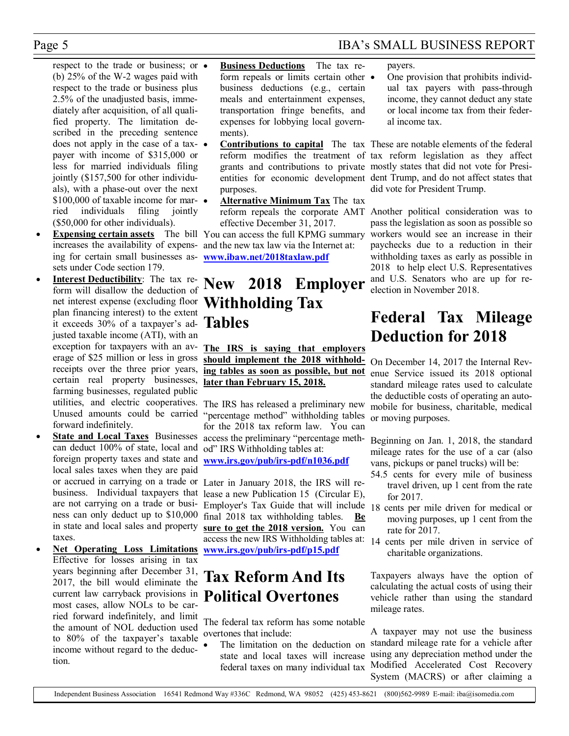respect to the trade or business; or (b) 25% of the W-2 wages paid with respect to the trade or business plus 2.5% of the unadjusted basis, immediately after acquisition, of all qualified property. The limitation described in the preceding sentence does not apply in the case of a taxpayer with income of $315,000 or less for married individuals filing jointly ($157,500 for other individuals), with a phase-out over the next $100,000 of taxable income for married individuals filing jointly ($50,000 for other individuals).

- **Expensing certain assets** The bill increases the availability of expensing for certain small businesses assets under Code section 179.
- **Interest Deductibility**: The tax reform will disallow the deduction of net interest expense (excluding floor plan financing interest) to the extent it exceeds 30% of a taxpayer's adjusted taxable income (ATI), with an exception for taxpayers with an average of $25 million or less in gross receipts over the three prior years, certain real property businesses, farming businesses, regulated public utilities, and electric cooperatives. Unused amounts could be carried forward indefinitely.
- **State and Local Taxes** Businesses can deduct 100% of state, local and foreign property taxes and state and local sales taxes when they are paid or accrued in carrying on a trade or business. Individual taxpayers that are not carrying on a trade or business can only deduct up to $10,000 in state and local sales and property taxes.
- **Net Operating Loss Limitations** Effective for losses arising in tax years beginning after December 31, 2017, the bill would eliminate the current law carryback provisions in most cases, allow NOLs to be carried forward indefinitely, and limit the amount of NOL deduction used to 80% of the taxpayer's taxable income without regard to the deduction.
- **Business Deductions** The tax reform repeals or limits certain other business deductions (e.g., certain meals and entertainment expenses, transportation fringe benefits, and expenses for lobbying local governments).
- **Contributions to capital** The tax reform modifies the treatment of grants and contributions to private entities for economic development purposes.
- **Alternative Minimum Tax** The tax reform repeals the corporate AMT effective December 31, 2017.

You can access the full KPMG summary and the new tax law via the Internet at: **www.ibaw.net/2018taxlaw.pdf**

# New 2018 Employer Withholding Tax Tables

**The IRS is saying that employers should implement the 2018 withholding tables as soon as possible, but not later than February 15, 2018.**

The IRS has released a preliminary new "percentage method" withholding tables for the 2018 tax reform law. You can access the preliminary "percentage method" IRS Withholding tables at: **www.irs.gov/pub/irs-pdf/n1036.pdf**

Later in January 2018, the IRS will release a new Publication 15 (Circular E), Employer's Tax Guide that will include final 2018 tax withholding tables. **Be sure to get the 2018 version.** You can access the new IRS Withholding tables at: **www.irs.gov/pub/irs-pdf/p15.pdf**

# Tax Reform And Its Political Overtones

The federal tax reform has some notable overtones that include:

- The limitation on the deduction on state and local taxes will increase federal taxes on many individual tax payers.
- One provision that prohibits individual tax payers with pass-through income, they cannot deduct any state or local income tax from their federal income tax.

These are notable elements of the federal tax reform legislation as they affect mostly states that did not vote for President Trump, and do not affect states that did vote for President Trump.

Another political consideration was to pass the legislation as soon as possible so workers would see an increase in their paychecks due to a reduction in their withholding taxes as early as possible in 2018 to help elect U.S. Representatives and U.S. Senators who are up for re-election in November 2018.

# Federal Tax Mileage Deduction for 2018

On December 14, 2017 the Internal Revenue Service issued its 2018 optional standard mileage rates used to calculate the deductible costs of operating an automobile for business, charitable, medical or moving purposes.

Beginning on Jan. 1, 2018, the standard mileage rates for the use of a car (also vans, pickups or panel trucks) will be:

54.5 cents for every mile of business travel driven, up 1 cent from the rate for 2017.

18 cents per mile driven for medical or moving purposes, up 1 cent from the rate for 2017.

14 cents per mile driven in service of charitable organizations.

Taxpayers always have the option of calculating the actual costs of using their vehicle rather than using the standard mileage rates.

A taxpayer may not use the business standard mileage rate for a vehicle after using any depreciation method under the Modified Accelerated Cost Recovery System (MACRS) or after claiming a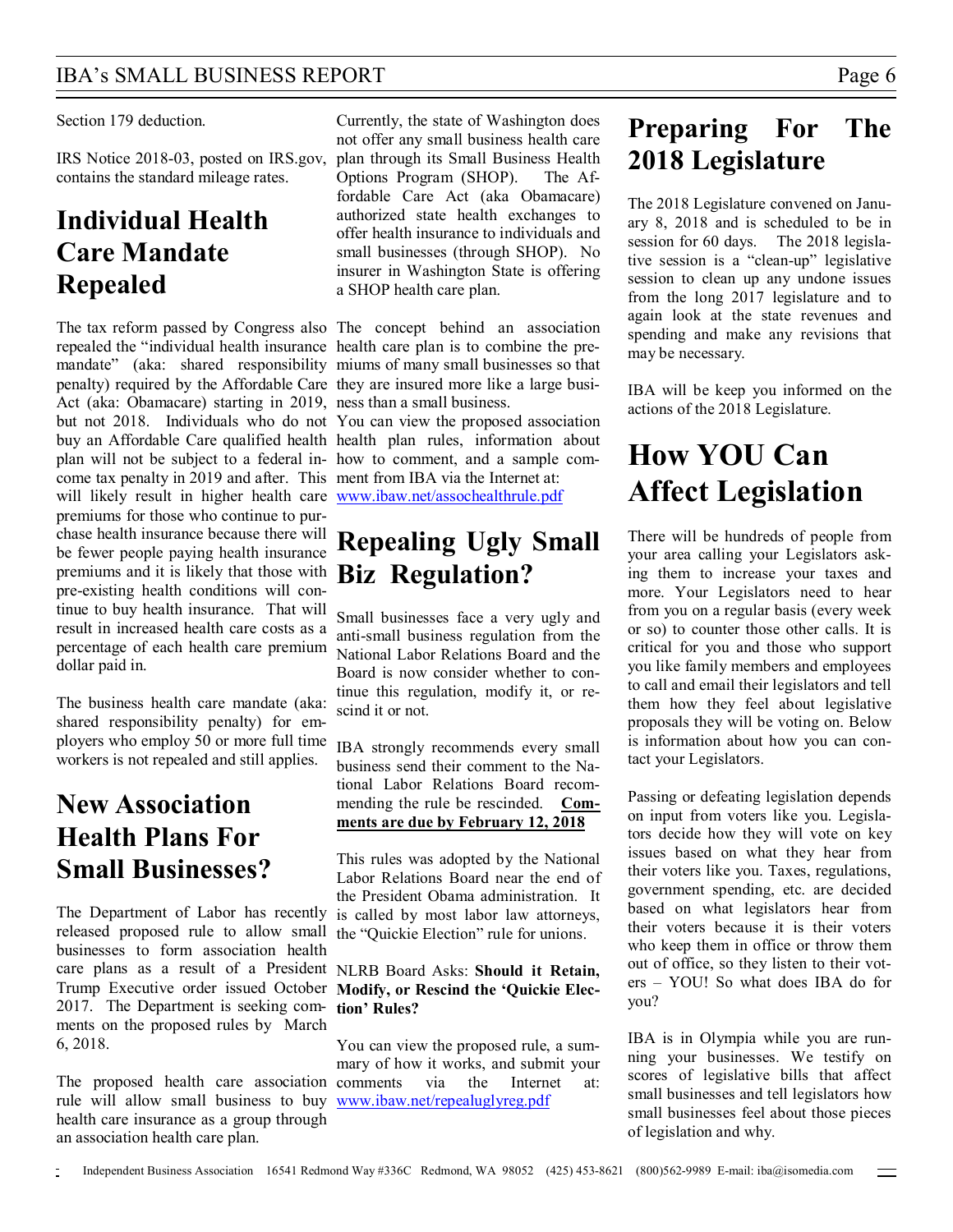Section 179 deduction.

IRS Notice 2018-03, posted on IRS.gov, contains the standard mileage rates.

# Individual Health Care Mandate Repealed

The tax reform passed by Congress also repealed the "individual health insurance mandate" (aka: shared responsibility penalty) required by the Affordable Care Act (aka: Obamacare) starting in 2019, but not 2018. Individuals who do not buy an Affordable Care qualified health plan will not be subject to a federal income tax penalty in 2019 and after. This will likely result in higher health care premiums for those who continue to purchase health insurance because there will be fewer people paying health insurance premiums and it is likely that those with pre-existing health conditions will continue to buy health insurance. That will result in increased health care costs as a percentage of each health care premium dollar paid in.

The business health care mandate (aka: shared responsibility penalty) for employers who employ 50 or more full time workers is not repealed and still applies.

# New Association Health Plans For Small Businesses?

The Department of Labor has recently released proposed rule to allow small businesses to form association health care plans as a result of a President Trump Executive order issued October 2017. The Department is seeking comments on the proposed rules by March 6, 2018.

The proposed health care association rule will allow small business to buy health care insurance as a group through an association health care plan.

Currently, the state of Washington does not offer any small business health care plan through its Small Business Health Options Program (SHOP). The Affordable Care Act (aka Obamacare) authorized state health exchanges to offer health insurance to individuals and small businesses (through SHOP). No insurer in Washington State is offering a SHOP health care plan.

The concept behind an association health care plan is to combine the premiums of many small businesses so that they are insured more like a large business than a small business.

You can view the proposed association health plan rules, information about how to comment, and a sample comment from IBA via the Internet at: www.ibaw.net/assochealthrule.pdf

# Repealing Ugly Small Biz Regulation?

Small businesses face a very ugly and anti-small business regulation from the National Labor Relations Board and the Board is now consider whether to continue this regulation, modify it, or rescind it or not.

IBA strongly recommends every small business send their comment to the National Labor Relations Board recommending the rule be rescinded. **Comments are due by February 12, 2018**

This rules was adopted by the National Labor Relations Board near the end of the President Obama administration. It is called by most labor law attorneys, the "Quickie Election" rule for unions.

NLRB Board Asks: **Should it Retain, Modify, or Rescind the 'Quickie Election' Rules?**

You can view the proposed rule, a summary of how it works, and submit your comments via the Internet at: www.ibaw.net/repealuglyreg.pdf

# Preparing For The 2018 Legislature

The 2018 Legislature convened on January 8, 2018 and is scheduled to be in session for 60 days. The 2018 legislative session is a "clean-up" legislative session to clean up any undone issues from the long 2017 legislature and to again look at the state revenues and spending and make any revisions that may be necessary.

IBA will be keep you informed on the actions of the 2018 Legislature.

# How YOU Can Affect Legislation

There will be hundreds of people from your area calling your Legislators asking them to increase your taxes and more. Your Legislators need to hear from you on a regular basis (every week or so) to counter those other calls. It is critical for you and those who support you like family members and employees to call and email their legislators and tell them how they feel about legislative proposals they will be voting on. Below is information about how you can contact your Legislators.

Passing or defeating legislation depends on input from voters like you. Legislators decide how they will vote on key issues based on what they hear from their voters like you. Taxes, regulations, government spending, etc. are decided based on what legislators hear from their voters because it is their voters who keep them in office or throw them out of office, so they listen to their voters – YOU! So what does IBA do for you?

IBA is in Olympia while you are running your businesses. We testify on scores of legislative bills that affect small businesses and tell legislators how small businesses feel about those pieces of legislation and why.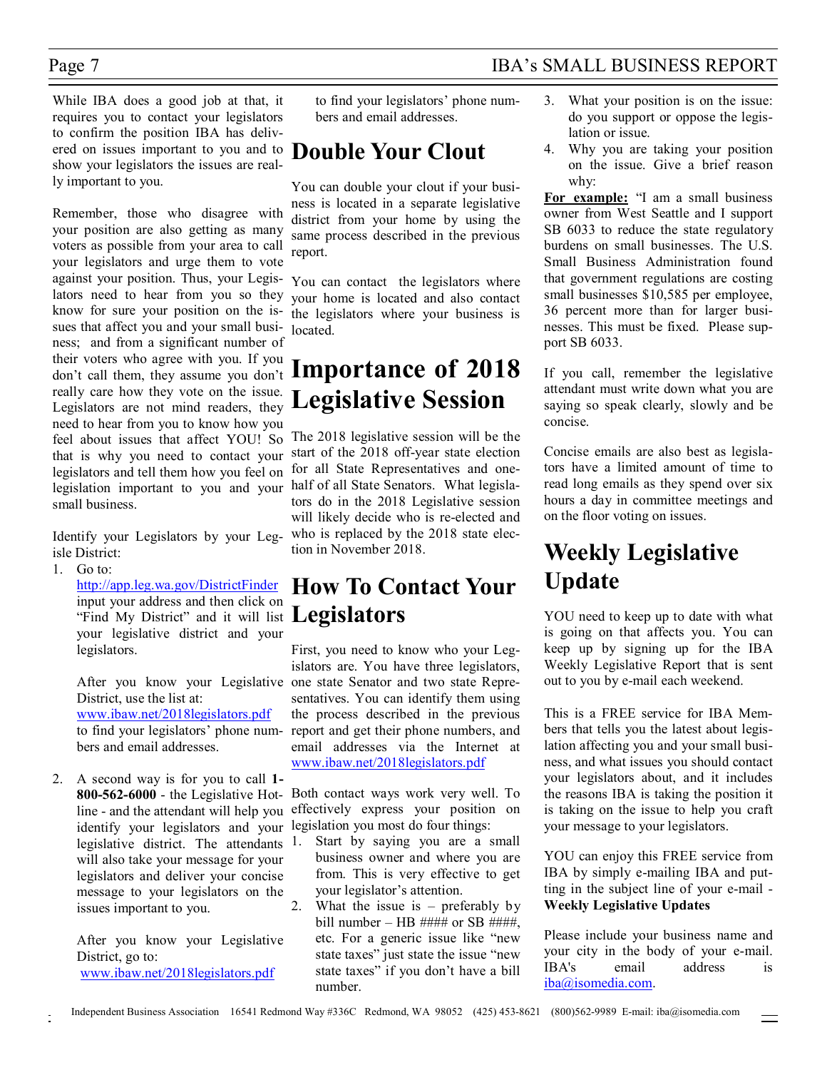While IBA does a good job at that, it requires you to contact your legislators to confirm the position IBA has delivered on issues important to you and to show your legislators the issues are really important to you.

Remember, those who disagree with your position are also getting as many voters as possible from your area to call your legislators and urge them to vote against your position. Thus, your Legislators need to hear from you so they know for sure your position on the issues that affect you and your small business; and from a significant number of their voters who agree with you. If you don't call them, they assume you don't really care how they vote on the issue. Legislators are not mind readers, they need to hear from you to know how you feel about issues that affect YOU! So that is why you need to contact your legislators and tell them how you feel on legislation important to you and your small business.

Identify your Legislators by your Legisle District:

1. Go to: http://app.leg.wa.gov/DistrictFinder input your address and then click on "Find My District" and it will list your legislative district and your legislators.

   After you know your Legislative District, use the list at: www.ibaw.net/2018legislators.pdf to find your legislators' phone numbers and email addresses.

2. A second way is for you to call **1-800-562-6000** - the Legislative Hotline - and the attendant will help you identify your legislators and your legislative district. The attendants will also take your message for your legislators and deliver your concise message to your legislators on the issues important to you.

   After you know your Legislative District, go to: www.ibaw.net/2018legislators.pdf to find your legislators' phone numbers and email addresses.

# Double Your Clout

You can double your clout if your business is located in a separate legislative district from your home by using the same process described in the previous report.

You can contact the legislators where your home is located and also contact the legislators where your business is located.

# Importance of 2018 Legislative Session

The 2018 legislative session will be the start of the 2018 off-year state election for all State Representatives and one-half of all State Senators. What legislators do in the 2018 Legislative session will likely decide who is re-elected and who is replaced by the 2018 state election in November 2018.

# How To Contact Your Legislators

First, you need to know who your Legislators are. You have three legislators, one state Senator and two state Representatives. You can identify them using the process described in the previous report and get their phone numbers, and email addresses via the Internet at www.ibaw.net/2018legislators.pdf

Both contact ways work very well. To effectively express your position on legislation you most do four things:

1. Start by saying you are a small business owner and where you are from. This is very effective to get your legislator's attention.
2. What the issue is – preferably by bill number – HB #### or SB ####, etc. For a generic issue like "new state taxes" just state the issue "new state taxes" if you don't have a bill number.
3. What your position is on the issue: do you support or oppose the legislation or issue.
4. Why you are taking your position on the issue. Give a brief reason why:

**For example:** "I am a small business owner from West Seattle and I support SB 6033 to reduce the state regulatory burdens on small businesses. The U.S. Small Business Administration found that government regulations are costing small businesses $10,585 per employee, 36 percent more than for larger businesses. This must be fixed. Please support SB 6033.

If you call, remember the legislative attendant must write down what you are saying so speak clearly, slowly and be concise.

Concise emails are also best as legislators have a limited amount of time to read long emails as they spend over six hours a day in committee meetings and on the floor voting on issues.

# Weekly Legislative Update

YOU need to keep up to date with what is going on that affects you. You can keep up by signing up for the IBA Weekly Legislative Report that is sent out to you by e-mail each weekend.

This is a FREE service for IBA Members that tells you the latest about legislation affecting you and your small business, and what issues you should contact your legislators about, and it includes the reasons IBA is taking the position it is taking on the issue to help you craft your message to your legislators.

YOU can enjoy this FREE service from IBA by simply e-mailing IBA and putting in the subject line of your e-mail - **Weekly Legislative Updates**

Please include your business name and your city in the body of your e-mail. IBA's email address is iba@isomedia.com.

Independent Business Association 16541 Redmond Way #336C Redmond, WA 98052 (425) 453-8621 (800)562-9989 E-mail: iba@isomedia.com